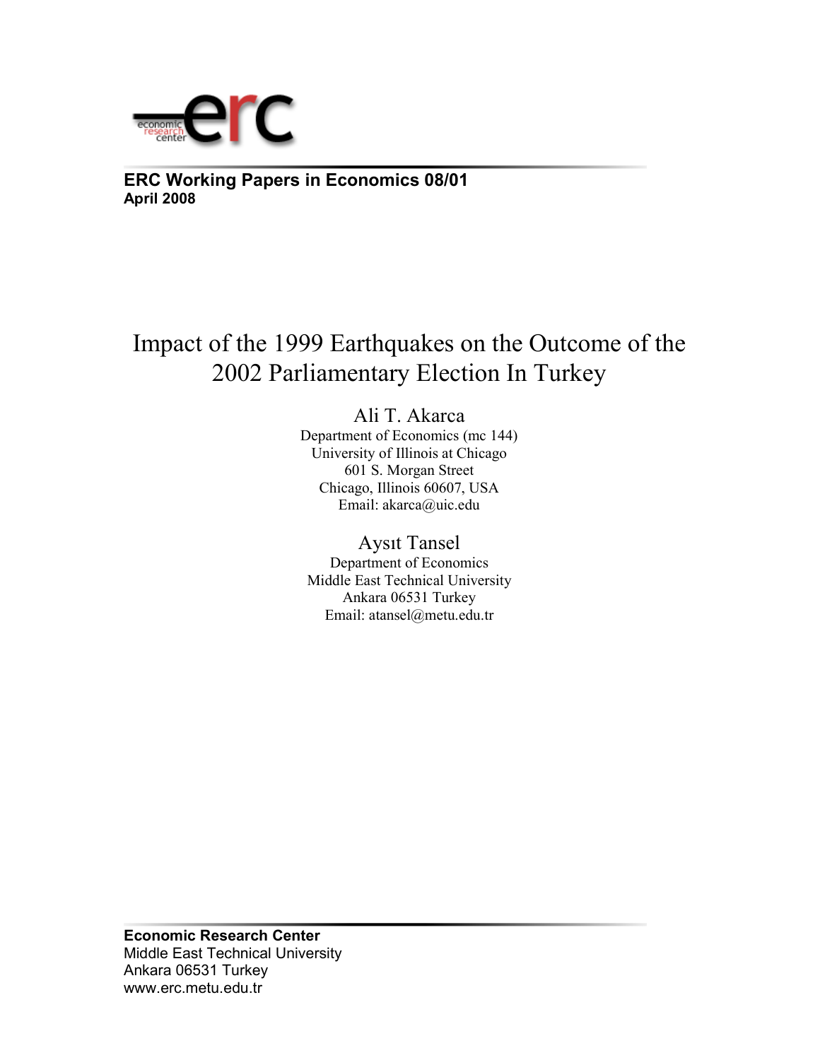**ERC Working Papers in Economics 08/01**
**April 2008**

# Impact of the 1999 Earthquakes on the Outcome of the 2002 Parliamentary Election In Turkey

Ali T. Akarca
Department of Economics (mc 144)
University of Illinois at Chicago
601 S. Morgan Street
Chicago, Illinois 60607, USA
Email: akarca@uic.edu

Aysıt Tansel
Department of Economics
Middle East Technical University
Ankara 06531 Turkey
Email: atansel@metu.edu.tr

**Economic Research Center**
Middle East Technical University
Ankara 06531 Turkey
www.erc.metu.edu.tr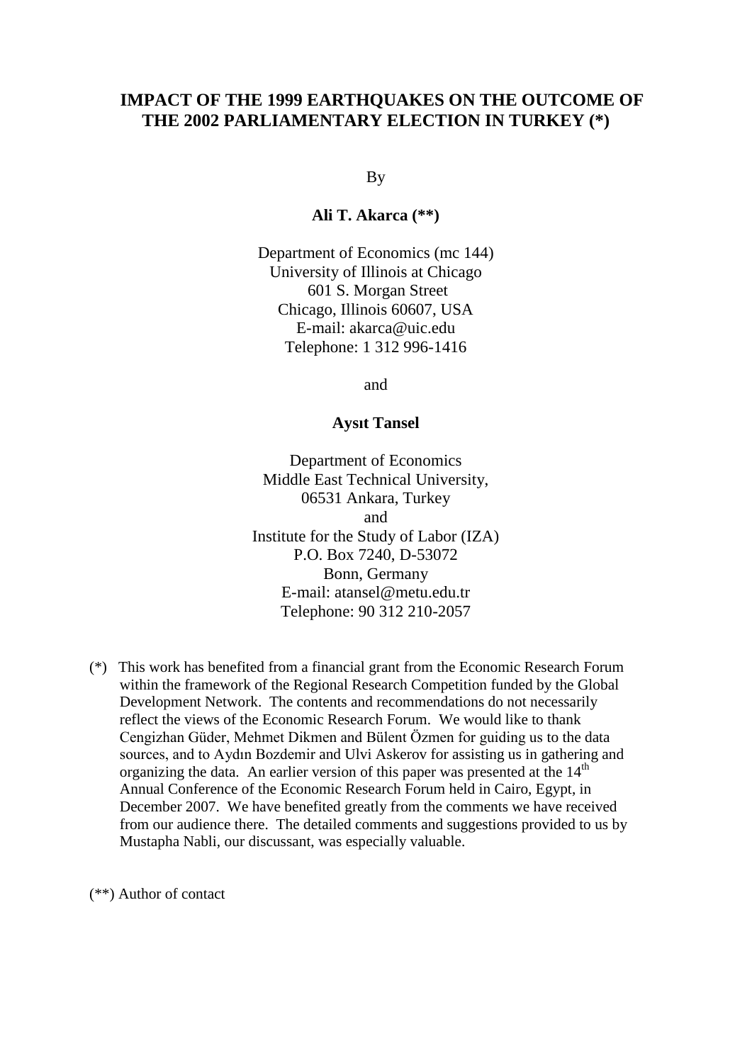# IMPACT OF THE 1999 EARTHQUAKES ON THE OUTCOME OF THE 2002 PARLIAMENTARY ELECTION IN TURKEY (*)

By

**Ali T. Akarca (**)**

Department of Economics (mc 144)
University of Illinois at Chicago
601 S. Morgan Street
Chicago, Illinois 60607, USA
E-mail: akarca@uic.edu
Telephone: 1 312 996-1416

and

**Aysıt Tansel**

Department of Economics
Middle East Technical University,
06531 Ankara, Turkey
and
Institute for the Study of Labor (IZA)
P.O. Box 7240, D-53072
Bonn, Germany
E-mail: atansel@metu.edu.tr
Telephone: 90 312 210-2057

(*) This work has benefited from a financial grant from the Economic Research Forum within the framework of the Regional Research Competition funded by the Global Development Network. The contents and recommendations do not necessarily reflect the views of the Economic Research Forum. We would like to thank Cengizhan Güder, Mehmet Dikmen and Bülent Özmen for guiding us to the data sources, and to Aydın Bozdemir and Ulvi Askerov for assisting us in gathering and organizing the data. An earlier version of this paper was presented at the 14th Annual Conference of the Economic Research Forum held in Cairo, Egypt, in December 2007. We have benefited greatly from the comments we have received from our audience there. The detailed comments and suggestions provided to us by Mustapha Nabli, our discussant, was especially valuable.

(**) Author of contact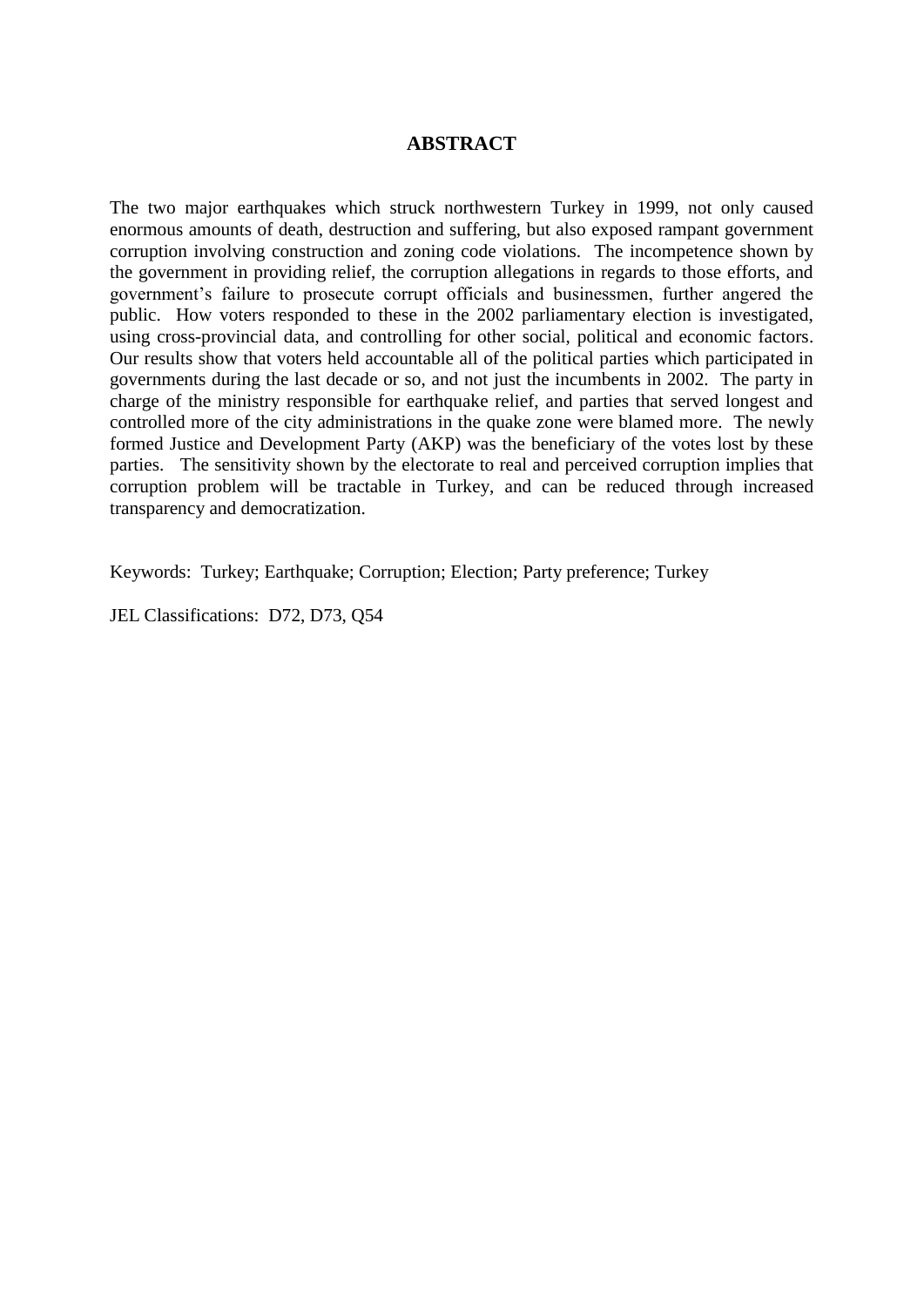## ABSTRACT

The two major earthquakes which struck northwestern Turkey in 1999, not only caused enormous amounts of death, destruction and suffering, but also exposed rampant government corruption involving construction and zoning code violations. The incompetence shown by the government in providing relief, the corruption allegations in regards to those efforts, and government's failure to prosecute corrupt officials and businessmen, further angered the public. How voters responded to these in the 2002 parliamentary election is investigated, using cross-provincial data, and controlling for other social, political and economic factors. Our results show that voters held accountable all of the political parties which participated in governments during the last decade or so, and not just the incumbents in 2002. The party in charge of the ministry responsible for earthquake relief, and parties that served longest and controlled more of the city administrations in the quake zone were blamed more. The newly formed Justice and Development Party (AKP) was the beneficiary of the votes lost by these parties. The sensitivity shown by the electorate to real and perceived corruption implies that corruption problem will be tractable in Turkey, and can be reduced through increased transparency and democratization.

Keywords: Turkey; Earthquake; Corruption; Election; Party preference; Turkey

JEL Classifications: D72, D73, Q54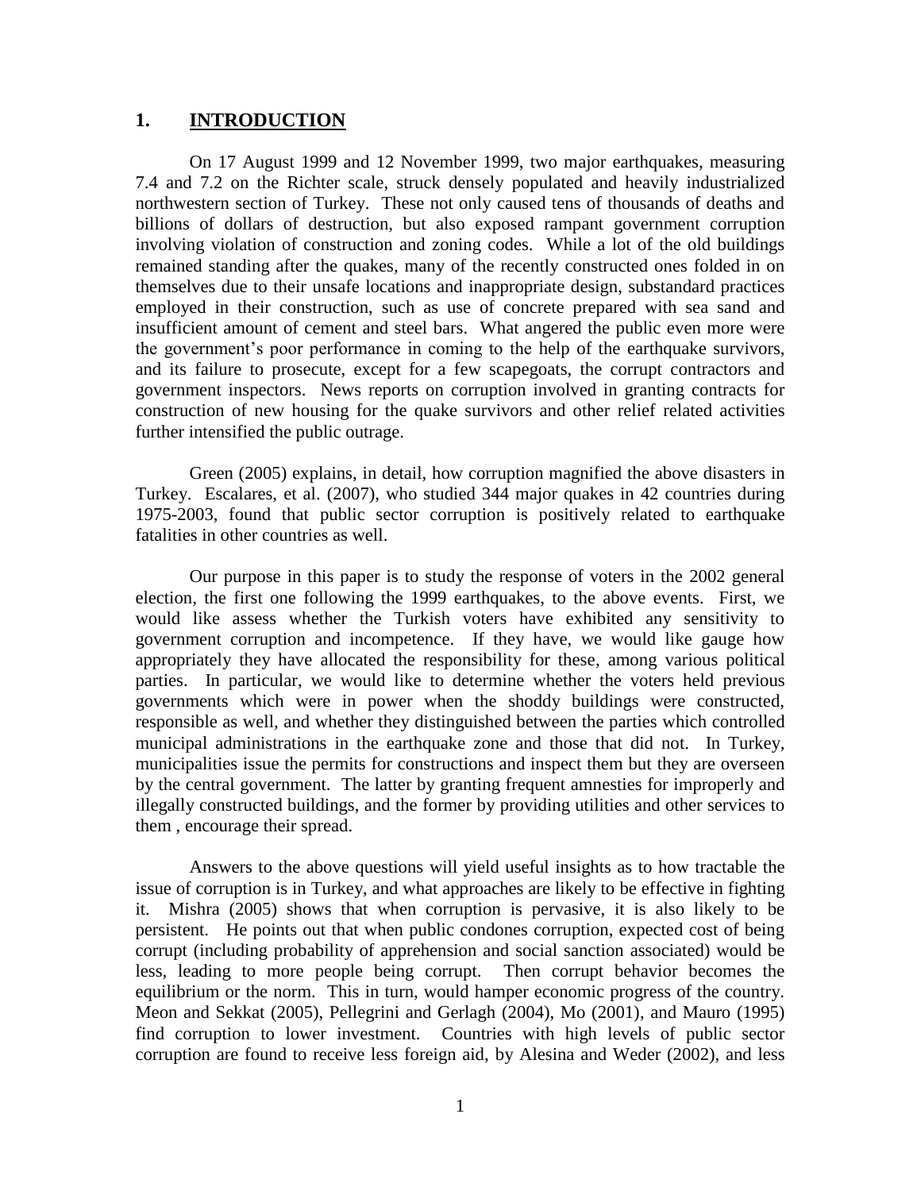## 1. INTRODUCTION

On 17 August 1999 and 12 November 1999, two major earthquakes, measuring 7.4 and 7.2 on the Richter scale, struck densely populated and heavily industrialized northwestern section of Turkey. These not only caused tens of thousands of deaths and billions of dollars of destruction, but also exposed rampant government corruption involving violation of construction and zoning codes. While a lot of the old buildings remained standing after the quakes, many of the recently constructed ones folded in on themselves due to their unsafe locations and inappropriate design, substandard practices employed in their construction, such as use of concrete prepared with sea sand and insufficient amount of cement and steel bars. What angered the public even more were the government's poor performance in coming to the help of the earthquake survivors, and its failure to prosecute, except for a few scapegoats, the corrupt contractors and government inspectors. News reports on corruption involved in granting contracts for construction of new housing for the quake survivors and other relief related activities further intensified the public outrage.

Green (2005) explains, in detail, how corruption magnified the above disasters in Turkey. Escalares, et al. (2007), who studied 344 major quakes in 42 countries during 1975-2003, found that public sector corruption is positively related to earthquake fatalities in other countries as well.

Our purpose in this paper is to study the response of voters in the 2002 general election, the first one following the 1999 earthquakes, to the above events. First, we would like assess whether the Turkish voters have exhibited any sensitivity to government corruption and incompetence. If they have, we would like gauge how appropriately they have allocated the responsibility for these, among various political parties. In particular, we would like to determine whether the voters held previous governments which were in power when the shoddy buildings were constructed, responsible as well, and whether they distinguished between the parties which controlled municipal administrations in the earthquake zone and those that did not. In Turkey, municipalities issue the permits for constructions and inspect them but they are overseen by the central government. The latter by granting frequent amnesties for improperly and illegally constructed buildings, and the former by providing utilities and other services to them , encourage their spread.

Answers to the above questions will yield useful insights as to how tractable the issue of corruption is in Turkey, and what approaches are likely to be effective in fighting it. Mishra (2005) shows that when corruption is pervasive, it is also likely to be persistent. He points out that when public condones corruption, expected cost of being corrupt (including probability of apprehension and social sanction associated) would be less, leading to more people being corrupt. Then corrupt behavior becomes the equilibrium or the norm. This in turn, would hamper economic progress of the country. Meon and Sekkat (2005), Pellegrini and Gerlagh (2004), Mo (2001), and Mauro (1995) find corruption to lower investment. Countries with high levels of public sector corruption are found to receive less foreign aid, by Alesina and Weder (2002), and less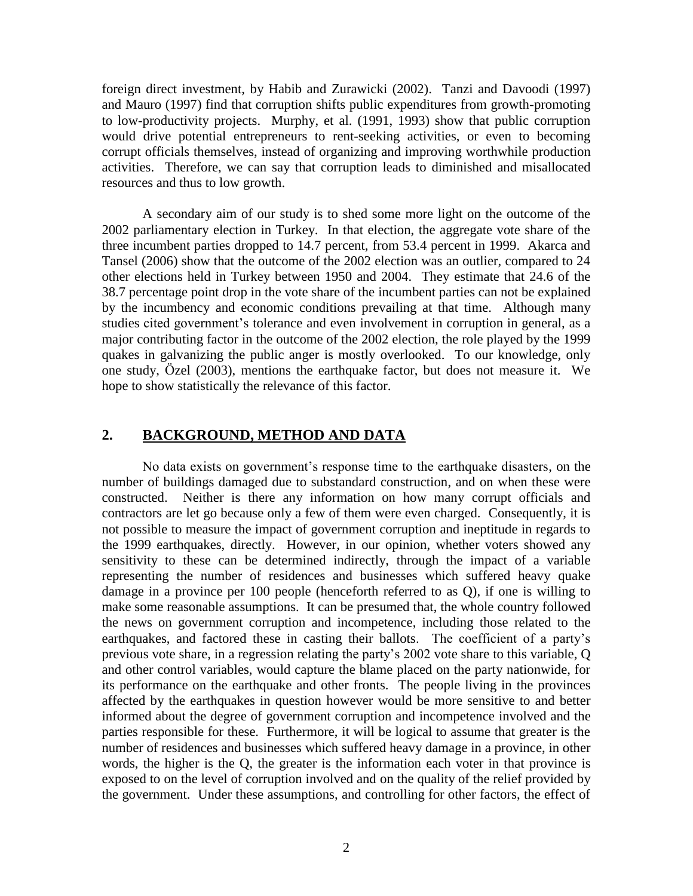foreign direct investment, by Habib and Zurawicki (2002). Tanzi and Davoodi (1997) and Mauro (1997) find that corruption shifts public expenditures from growth-promoting to low-productivity projects. Murphy, et al. (1991, 1993) show that public corruption would drive potential entrepreneurs to rent-seeking activities, or even to becoming corrupt officials themselves, instead of organizing and improving worthwhile production activities. Therefore, we can say that corruption leads to diminished and misallocated resources and thus to low growth.

A secondary aim of our study is to shed some more light on the outcome of the 2002 parliamentary election in Turkey. In that election, the aggregate vote share of the three incumbent parties dropped to 14.7 percent, from 53.4 percent in 1999. Akarca and Tansel (2006) show that the outcome of the 2002 election was an outlier, compared to 24 other elections held in Turkey between 1950 and 2004. They estimate that 24.6 of the 38.7 percentage point drop in the vote share of the incumbent parties can not be explained by the incumbency and economic conditions prevailing at that time. Although many studies cited government's tolerance and even involvement in corruption in general, as a major contributing factor in the outcome of the 2002 election, the role played by the 1999 quakes in galvanizing the public anger is mostly overlooked. To our knowledge, only one study, Özel (2003), mentions the earthquake factor, but does not measure it. We hope to show statistically the relevance of this factor.

## 2. BACKGROUND, METHOD AND DATA

No data exists on government's response time to the earthquake disasters, on the number of buildings damaged due to substandard construction, and on when these were constructed. Neither is there any information on how many corrupt officials and contractors are let go because only a few of them were even charged. Consequently, it is not possible to measure the impact of government corruption and ineptitude in regards to the 1999 earthquakes, directly. However, in our opinion, whether voters showed any sensitivity to these can be determined indirectly, through the impact of a variable representing the number of residences and businesses which suffered heavy quake damage in a province per 100 people (henceforth referred to as Q), if one is willing to make some reasonable assumptions. It can be presumed that, the whole country followed the news on government corruption and incompetence, including those related to the earthquakes, and factored these in casting their ballots. The coefficient of a party's previous vote share, in a regression relating the party's 2002 vote share to this variable, Q and other control variables, would capture the blame placed on the party nationwide, for its performance on the earthquake and other fronts. The people living in the provinces affected by the earthquakes in question however would be more sensitive to and better informed about the degree of government corruption and incompetence involved and the parties responsible for these. Furthermore, it will be logical to assume that greater is the number of residences and businesses which suffered heavy damage in a province, in other words, the higher is the Q, the greater is the information each voter in that province is exposed to on the level of corruption involved and on the quality of the relief provided by the government. Under these assumptions, and controlling for other factors, the effect of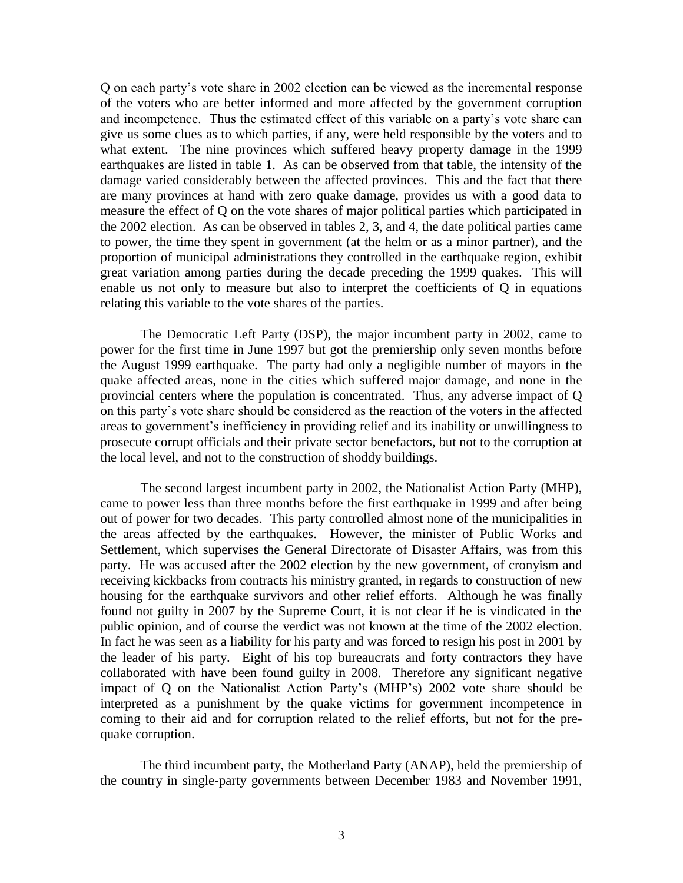Q on each party's vote share in 2002 election can be viewed as the incremental response of the voters who are better informed and more affected by the government corruption and incompetence. Thus the estimated effect of this variable on a party's vote share can give us some clues as to which parties, if any, were held responsible by the voters and to what extent. The nine provinces which suffered heavy property damage in the 1999 earthquakes are listed in table 1. As can be observed from that table, the intensity of the damage varied considerably between the affected provinces. This and the fact that there are many provinces at hand with zero quake damage, provides us with a good data to measure the effect of Q on the vote shares of major political parties which participated in the 2002 election. As can be observed in tables 2, 3, and 4, the date political parties came to power, the time they spent in government (at the helm or as a minor partner), and the proportion of municipal administrations they controlled in the earthquake region, exhibit great variation among parties during the decade preceding the 1999 quakes. This will enable us not only to measure but also to interpret the coefficients of Q in equations relating this variable to the vote shares of the parties.

The Democratic Left Party (DSP), the major incumbent party in 2002, came to power for the first time in June 1997 but got the premiership only seven months before the August 1999 earthquake. The party had only a negligible number of mayors in the quake affected areas, none in the cities which suffered major damage, and none in the provincial centers where the population is concentrated. Thus, any adverse impact of Q on this party's vote share should be considered as the reaction of the voters in the affected areas to government's inefficiency in providing relief and its inability or unwillingness to prosecute corrupt officials and their private sector benefactors, but not to the corruption at the local level, and not to the construction of shoddy buildings.

The second largest incumbent party in 2002, the Nationalist Action Party (MHP), came to power less than three months before the first earthquake in 1999 and after being out of power for two decades. This party controlled almost none of the municipalities in the areas affected by the earthquakes. However, the minister of Public Works and Settlement, which supervises the General Directorate of Disaster Affairs, was from this party. He was accused after the 2002 election by the new government, of cronyism and receiving kickbacks from contracts his ministry granted, in regards to construction of new housing for the earthquake survivors and other relief efforts. Although he was finally found not guilty in 2007 by the Supreme Court, it is not clear if he is vindicated in the public opinion, and of course the verdict was not known at the time of the 2002 election. In fact he was seen as a liability for his party and was forced to resign his post in 2001 by the leader of his party. Eight of his top bureaucrats and forty contractors they have collaborated with have been found guilty in 2008. Therefore any significant negative impact of Q on the Nationalist Action Party's (MHP's) 2002 vote share should be interpreted as a punishment by the quake victims for government incompetence in coming to their aid and for corruption related to the relief efforts, but not for the pre-quake corruption.

The third incumbent party, the Motherland Party (ANAP), held the premiership of the country in single-party governments between December 1983 and November 1991,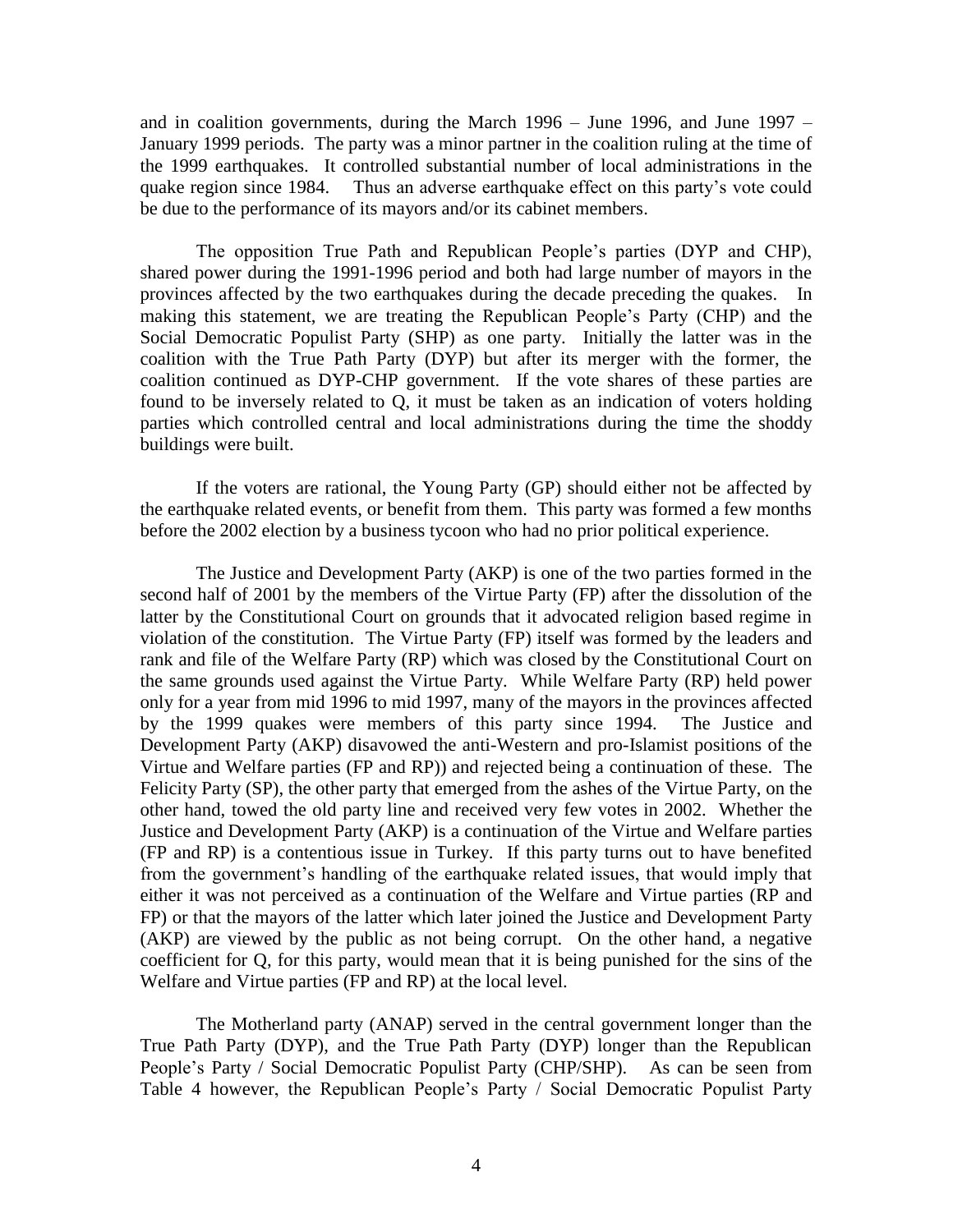and in coalition governments, during the March 1996 – June 1996, and June 1997 – January 1999 periods. The party was a minor partner in the coalition ruling at the time of the 1999 earthquakes. It controlled substantial number of local administrations in the quake region since 1984. Thus an adverse earthquake effect on this party's vote could be due to the performance of its mayors and/or its cabinet members.

The opposition True Path and Republican People's parties (DYP and CHP), shared power during the 1991-1996 period and both had large number of mayors in the provinces affected by the two earthquakes during the decade preceding the quakes. In making this statement, we are treating the Republican People's Party (CHP) and the Social Democratic Populist Party (SHP) as one party. Initially the latter was in the coalition with the True Path Party (DYP) but after its merger with the former, the coalition continued as DYP-CHP government. If the vote shares of these parties are found to be inversely related to Q, it must be taken as an indication of voters holding parties which controlled central and local administrations during the time the shoddy buildings were built.

If the voters are rational, the Young Party (GP) should either not be affected by the earthquake related events, or benefit from them. This party was formed a few months before the 2002 election by a business tycoon who had no prior political experience.

The Justice and Development Party (AKP) is one of the two parties formed in the second half of 2001 by the members of the Virtue Party (FP) after the dissolution of the latter by the Constitutional Court on grounds that it advocated religion based regime in violation of the constitution. The Virtue Party (FP) itself was formed by the leaders and rank and file of the Welfare Party (RP) which was closed by the Constitutional Court on the same grounds used against the Virtue Party. While Welfare Party (RP) held power only for a year from mid 1996 to mid 1997, many of the mayors in the provinces affected by the 1999 quakes were members of this party since 1994. The Justice and Development Party (AKP) disavowed the anti-Western and pro-Islamist positions of the Virtue and Welfare parties (FP and RP)) and rejected being a continuation of these. The Felicity Party (SP), the other party that emerged from the ashes of the Virtue Party, on the other hand, towed the old party line and received very few votes in 2002. Whether the Justice and Development Party (AKP) is a continuation of the Virtue and Welfare parties (FP and RP) is a contentious issue in Turkey. If this party turns out to have benefited from the government's handling of the earthquake related issues, that would imply that either it was not perceived as a continuation of the Welfare and Virtue parties (RP and FP) or that the mayors of the latter which later joined the Justice and Development Party (AKP) are viewed by the public as not being corrupt. On the other hand, a negative coefficient for Q, for this party, would mean that it is being punished for the sins of the Welfare and Virtue parties (FP and RP) at the local level.

The Motherland party (ANAP) served in the central government longer than the True Path Party (DYP), and the True Path Party (DYP) longer than the Republican People's Party / Social Democratic Populist Party (CHP/SHP). As can be seen from Table 4 however, the Republican People's Party / Social Democratic Populist Party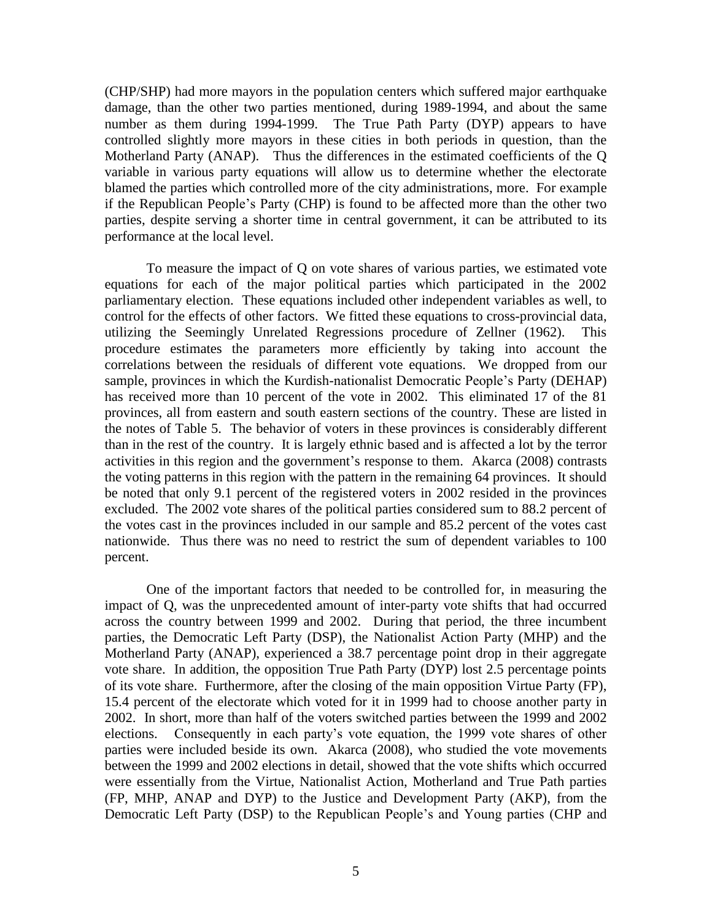(CHP/SHP) had more mayors in the population centers which suffered major earthquake damage, than the other two parties mentioned, during 1989-1994, and about the same number as them during 1994-1999. The True Path Party (DYP) appears to have controlled slightly more mayors in these cities in both periods in question, than the Motherland Party (ANAP). Thus the differences in the estimated coefficients of the Q variable in various party equations will allow us to determine whether the electorate blamed the parties which controlled more of the city administrations, more. For example if the Republican People's Party (CHP) is found to be affected more than the other two parties, despite serving a shorter time in central government, it can be attributed to its performance at the local level.

To measure the impact of Q on vote shares of various parties, we estimated vote equations for each of the major political parties which participated in the 2002 parliamentary election. These equations included other independent variables as well, to control for the effects of other factors. We fitted these equations to cross-provincial data, utilizing the Seemingly Unrelated Regressions procedure of Zellner (1962). This procedure estimates the parameters more efficiently by taking into account the correlations between the residuals of different vote equations. We dropped from our sample, provinces in which the Kurdish-nationalist Democratic People's Party (DEHAP) has received more than 10 percent of the vote in 2002. This eliminated 17 of the 81 provinces, all from eastern and south eastern sections of the country. These are listed in the notes of Table 5. The behavior of voters in these provinces is considerably different than in the rest of the country. It is largely ethnic based and is affected a lot by the terror activities in this region and the government's response to them. Akarca (2008) contrasts the voting patterns in this region with the pattern in the remaining 64 provinces. It should be noted that only 9.1 percent of the registered voters in 2002 resided in the provinces excluded. The 2002 vote shares of the political parties considered sum to 88.2 percent of the votes cast in the provinces included in our sample and 85.2 percent of the votes cast nationwide. Thus there was no need to restrict the sum of dependent variables to 100 percent.

One of the important factors that needed to be controlled for, in measuring the impact of Q, was the unprecedented amount of inter-party vote shifts that had occurred across the country between 1999 and 2002. During that period, the three incumbent parties, the Democratic Left Party (DSP), the Nationalist Action Party (MHP) and the Motherland Party (ANAP), experienced a 38.7 percentage point drop in their aggregate vote share. In addition, the opposition True Path Party (DYP) lost 2.5 percentage points of its vote share. Furthermore, after the closing of the main opposition Virtue Party (FP), 15.4 percent of the electorate which voted for it in 1999 had to choose another party in 2002. In short, more than half of the voters switched parties between the 1999 and 2002 elections. Consequently in each party's vote equation, the 1999 vote shares of other parties were included beside its own. Akarca (2008), who studied the vote movements between the 1999 and 2002 elections in detail, showed that the vote shifts which occurred were essentially from the Virtue, Nationalist Action, Motherland and True Path parties (FP, MHP, ANAP and DYP) to the Justice and Development Party (AKP), from the Democratic Left Party (DSP) to the Republican People's and Young parties (CHP and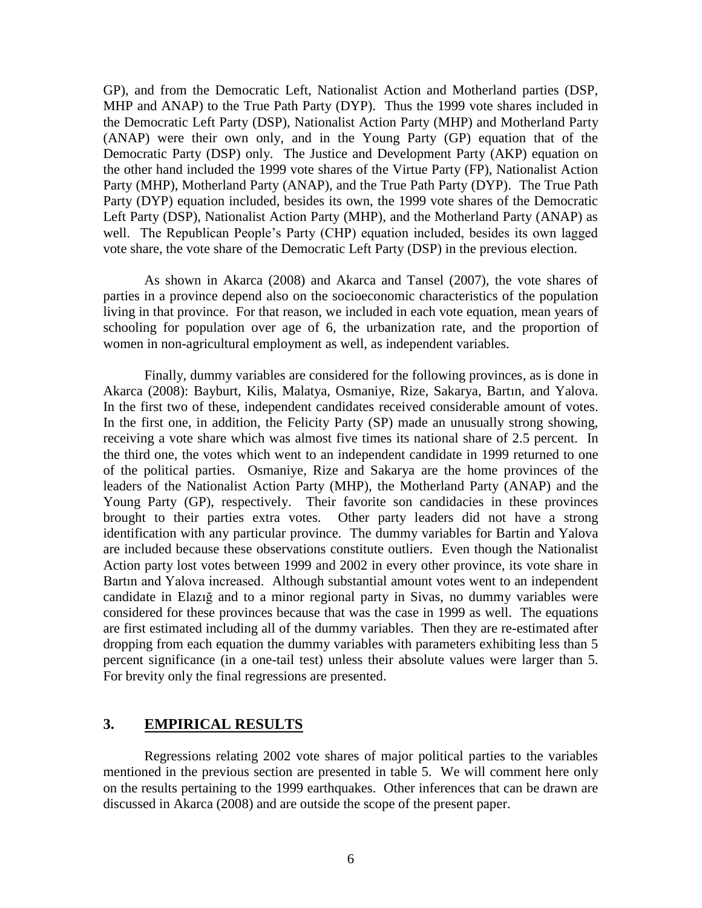GP), and from the Democratic Left, Nationalist Action and Motherland parties (DSP, MHP and ANAP) to the True Path Party (DYP). Thus the 1999 vote shares included in the Democratic Left Party (DSP), Nationalist Action Party (MHP) and Motherland Party (ANAP) were their own only, and in the Young Party (GP) equation that of the Democratic Party (DSP) only. The Justice and Development Party (AKP) equation on the other hand included the 1999 vote shares of the Virtue Party (FP), Nationalist Action Party (MHP), Motherland Party (ANAP), and the True Path Party (DYP). The True Path Party (DYP) equation included, besides its own, the 1999 vote shares of the Democratic Left Party (DSP), Nationalist Action Party (MHP), and the Motherland Party (ANAP) as well. The Republican People's Party (CHP) equation included, besides its own lagged vote share, the vote share of the Democratic Left Party (DSP) in the previous election.

As shown in Akarca (2008) and Akarca and Tansel (2007), the vote shares of parties in a province depend also on the socioeconomic characteristics of the population living in that province. For that reason, we included in each vote equation, mean years of schooling for population over age of 6, the urbanization rate, and the proportion of women in non-agricultural employment as well, as independent variables.

Finally, dummy variables are considered for the following provinces, as is done in Akarca (2008): Bayburt, Kilis, Malatya, Osmaniye, Rize, Sakarya, Bartın, and Yalova. In the first two of these, independent candidates received considerable amount of votes. In the first one, in addition, the Felicity Party (SP) made an unusually strong showing, receiving a vote share which was almost five times its national share of 2.5 percent. In the third one, the votes which went to an independent candidate in 1999 returned to one of the political parties. Osmaniye, Rize and Sakarya are the home provinces of the leaders of the Nationalist Action Party (MHP), the Motherland Party (ANAP) and the Young Party (GP), respectively. Their favorite son candidacies in these provinces brought to their parties extra votes. Other party leaders did not have a strong identification with any particular province. The dummy variables for Bartin and Yalova are included because these observations constitute outliers. Even though the Nationalist Action party lost votes between 1999 and 2002 in every other province, its vote share in Bartın and Yalova increased. Although substantial amount votes went to an independent candidate in Elazığ and to a minor regional party in Sivas, no dummy variables were considered for these provinces because that was the case in 1999 as well. The equations are first estimated including all of the dummy variables. Then they are re-estimated after dropping from each equation the dummy variables with parameters exhibiting less than 5 percent significance (in a one-tail test) unless their absolute values were larger than 5. For brevity only the final regressions are presented.

## 3. EMPIRICAL RESULTS

Regressions relating 2002 vote shares of major political parties to the variables mentioned in the previous section are presented in table 5. We will comment here only on the results pertaining to the 1999 earthquakes. Other inferences that can be drawn are discussed in Akarca (2008) and are outside the scope of the present paper.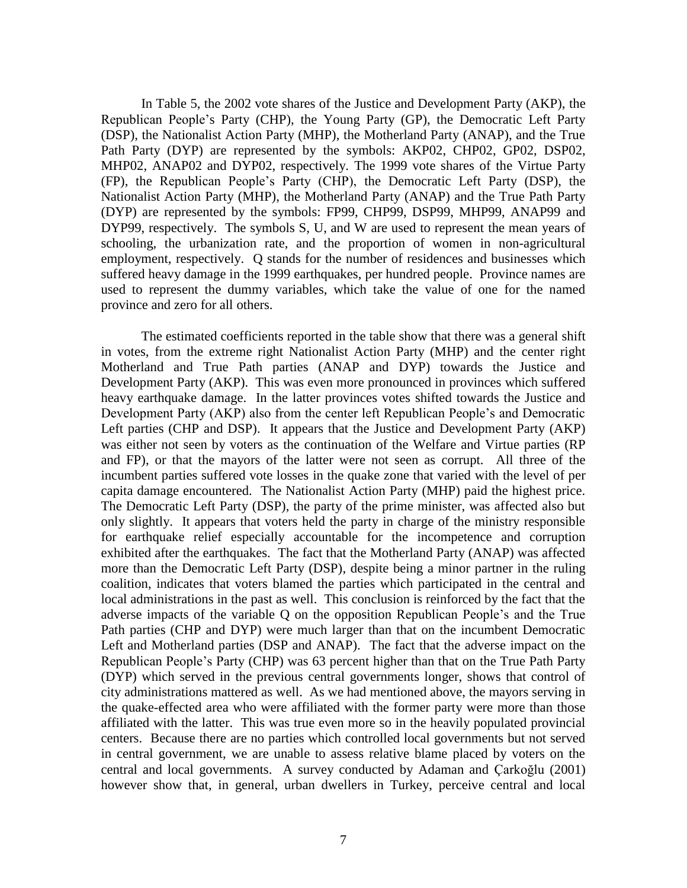In Table 5, the 2002 vote shares of the Justice and Development Party (AKP), the Republican People's Party (CHP), the Young Party (GP), the Democratic Left Party (DSP), the Nationalist Action Party (MHP), the Motherland Party (ANAP), and the True Path Party (DYP) are represented by the symbols: AKP02, CHP02, GP02, DSP02, MHP02, ANAP02 and DYP02, respectively. The 1999 vote shares of the Virtue Party (FP), the Republican People's Party (CHP), the Democratic Left Party (DSP), the Nationalist Action Party (MHP), the Motherland Party (ANAP) and the True Path Party (DYP) are represented by the symbols: FP99, CHP99, DSP99, MHP99, ANAP99 and DYP99, respectively. The symbols S, U, and W are used to represent the mean years of schooling, the urbanization rate, and the proportion of women in non-agricultural employment, respectively. Q stands for the number of residences and businesses which suffered heavy damage in the 1999 earthquakes, per hundred people. Province names are used to represent the dummy variables, which take the value of one for the named province and zero for all others.

The estimated coefficients reported in the table show that there was a general shift in votes, from the extreme right Nationalist Action Party (MHP) and the center right Motherland and True Path parties (ANAP and DYP) towards the Justice and Development Party (AKP). This was even more pronounced in provinces which suffered heavy earthquake damage. In the latter provinces votes shifted towards the Justice and Development Party (AKP) also from the center left Republican People's and Democratic Left parties (CHP and DSP). It appears that the Justice and Development Party (AKP) was either not seen by voters as the continuation of the Welfare and Virtue parties (RP and FP), or that the mayors of the latter were not seen as corrupt. All three of the incumbent parties suffered vote losses in the quake zone that varied with the level of per capita damage encountered. The Nationalist Action Party (MHP) paid the highest price. The Democratic Left Party (DSP), the party of the prime minister, was affected also but only slightly. It appears that voters held the party in charge of the ministry responsible for earthquake relief especially accountable for the incompetence and corruption exhibited after the earthquakes. The fact that the Motherland Party (ANAP) was affected more than the Democratic Left Party (DSP), despite being a minor partner in the ruling coalition, indicates that voters blamed the parties which participated in the central and local administrations in the past as well. This conclusion is reinforced by the fact that the adverse impacts of the variable Q on the opposition Republican People's and the True Path parties (CHP and DYP) were much larger than that on the incumbent Democratic Left and Motherland parties (DSP and ANAP). The fact that the adverse impact on the Republican People's Party (CHP) was 63 percent higher than that on the True Path Party (DYP) which served in the previous central governments longer, shows that control of city administrations mattered as well. As we had mentioned above, the mayors serving in the quake-effected area who were affiliated with the former party were more than those affiliated with the latter. This was true even more so in the heavily populated provincial centers. Because there are no parties which controlled local governments but not served in central government, we are unable to assess relative blame placed by voters on the central and local governments. A survey conducted by Adaman and Çarkoğlu (2001) however show that, in general, urban dwellers in Turkey, perceive central and local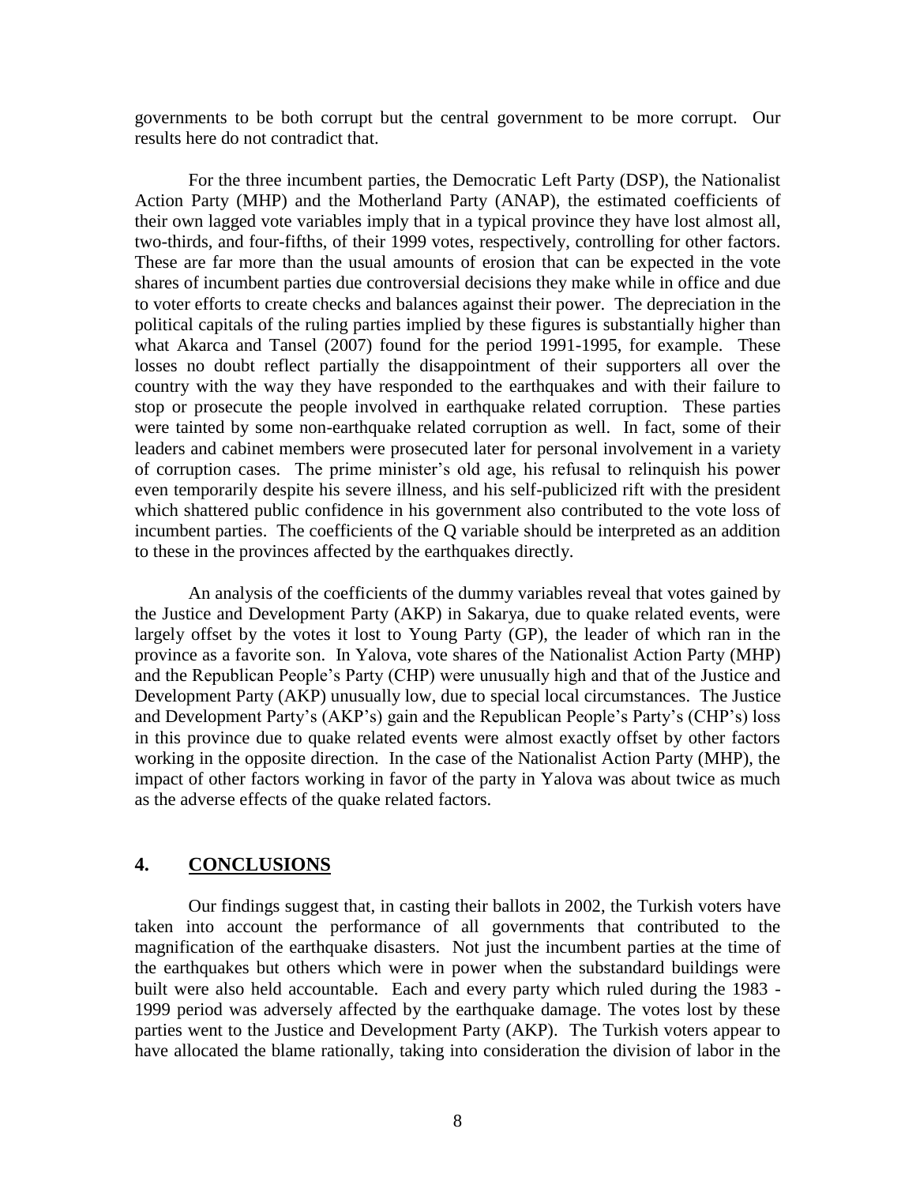governments to be both corrupt but the central government to be more corrupt. Our results here do not contradict that.

For the three incumbent parties, the Democratic Left Party (DSP), the Nationalist Action Party (MHP) and the Motherland Party (ANAP), the estimated coefficients of their own lagged vote variables imply that in a typical province they have lost almost all, two-thirds, and four-fifths, of their 1999 votes, respectively, controlling for other factors. These are far more than the usual amounts of erosion that can be expected in the vote shares of incumbent parties due controversial decisions they make while in office and due to voter efforts to create checks and balances against their power. The depreciation in the political capitals of the ruling parties implied by these figures is substantially higher than what Akarca and Tansel (2007) found for the period 1991-1995, for example. These losses no doubt reflect partially the disappointment of their supporters all over the country with the way they have responded to the earthquakes and with their failure to stop or prosecute the people involved in earthquake related corruption. These parties were tainted by some non-earthquake related corruption as well. In fact, some of their leaders and cabinet members were prosecuted later for personal involvement in a variety of corruption cases. The prime minister's old age, his refusal to relinquish his power even temporarily despite his severe illness, and his self-publicized rift with the president which shattered public confidence in his government also contributed to the vote loss of incumbent parties. The coefficients of the Q variable should be interpreted as an addition to these in the provinces affected by the earthquakes directly.

An analysis of the coefficients of the dummy variables reveal that votes gained by the Justice and Development Party (AKP) in Sakarya, due to quake related events, were largely offset by the votes it lost to Young Party (GP), the leader of which ran in the province as a favorite son. In Yalova, vote shares of the Nationalist Action Party (MHP) and the Republican People's Party (CHP) were unusually high and that of the Justice and Development Party (AKP) unusually low, due to special local circumstances. The Justice and Development Party's (AKP's) gain and the Republican People's Party's (CHP's) loss in this province due to quake related events were almost exactly offset by other factors working in the opposite direction. In the case of the Nationalist Action Party (MHP), the impact of other factors working in favor of the party in Yalova was about twice as much as the adverse effects of the quake related factors.

## 4. **CONCLUSIONS**

Our findings suggest that, in casting their ballots in 2002, the Turkish voters have taken into account the performance of all governments that contributed to the magnification of the earthquake disasters. Not just the incumbent parties at the time of the earthquakes but others which were in power when the substandard buildings were built were also held accountable. Each and every party which ruled during the 1983 - 1999 period was adversely affected by the earthquake damage. The votes lost by these parties went to the Justice and Development Party (AKP). The Turkish voters appear to have allocated the blame rationally, taking into consideration the division of labor in the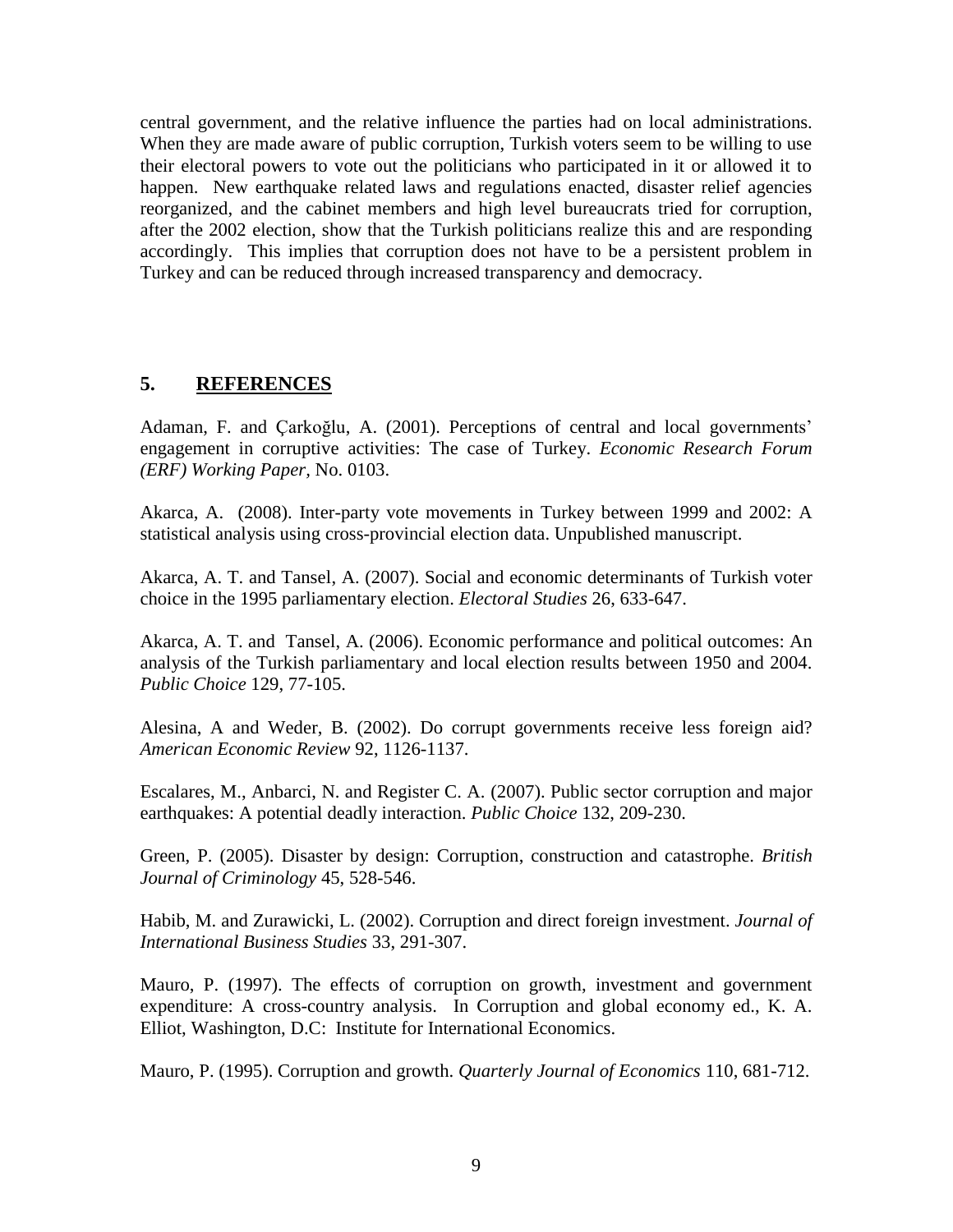central government, and the relative influence the parties had on local administrations. When they are made aware of public corruption, Turkish voters seem to be willing to use their electoral powers to vote out the politicians who participated in it or allowed it to happen. New earthquake related laws and regulations enacted, disaster relief agencies reorganized, and the cabinet members and high level bureaucrats tried for corruption, after the 2002 election, show that the Turkish politicians realize this and are responding accordingly. This implies that corruption does not have to be a persistent problem in Turkey and can be reduced through increased transparency and democracy.

## 5. REFERENCES

Adaman, F. and Çarkoğlu, A. (2001). Perceptions of central and local governments' engagement in corruptive activities: The case of Turkey. *Economic Research Forum (ERF) Working Paper,* No. 0103.

Akarca, A. (2008). Inter-party vote movements in Turkey between 1999 and 2002: A statistical analysis using cross-provincial election data. Unpublished manuscript.

Akarca, A. T. and Tansel, A. (2007). Social and economic determinants of Turkish voter choice in the 1995 parliamentary election. *Electoral Studies* 26, 633-647.

Akarca, A. T. and Tansel, A. (2006). Economic performance and political outcomes: An analysis of the Turkish parliamentary and local election results between 1950 and 2004. *Public Choice* 129, 77-105.

Alesina, A and Weder, B. (2002). Do corrupt governments receive less foreign aid? *American Economic Review* 92, 1126-1137.

Escalares, M., Anbarci, N. and Register C. A. (2007). Public sector corruption and major earthquakes: A potential deadly interaction. *Public Choice* 132, 209-230.

Green, P. (2005). Disaster by design: Corruption, construction and catastrophe. *British Journal of Criminology* 45, 528-546.

Habib, M. and Zurawicki, L. (2002). Corruption and direct foreign investment. *Journal of International Business Studies* 33, 291-307.

Mauro, P. (1997). The effects of corruption on growth, investment and government expenditure: A cross-country analysis. In Corruption and global economy ed., K. A. Elliot, Washington, D.C: Institute for International Economics.

Mauro, P. (1995). Corruption and growth. *Quarterly Journal of Economics* 110, 681-712.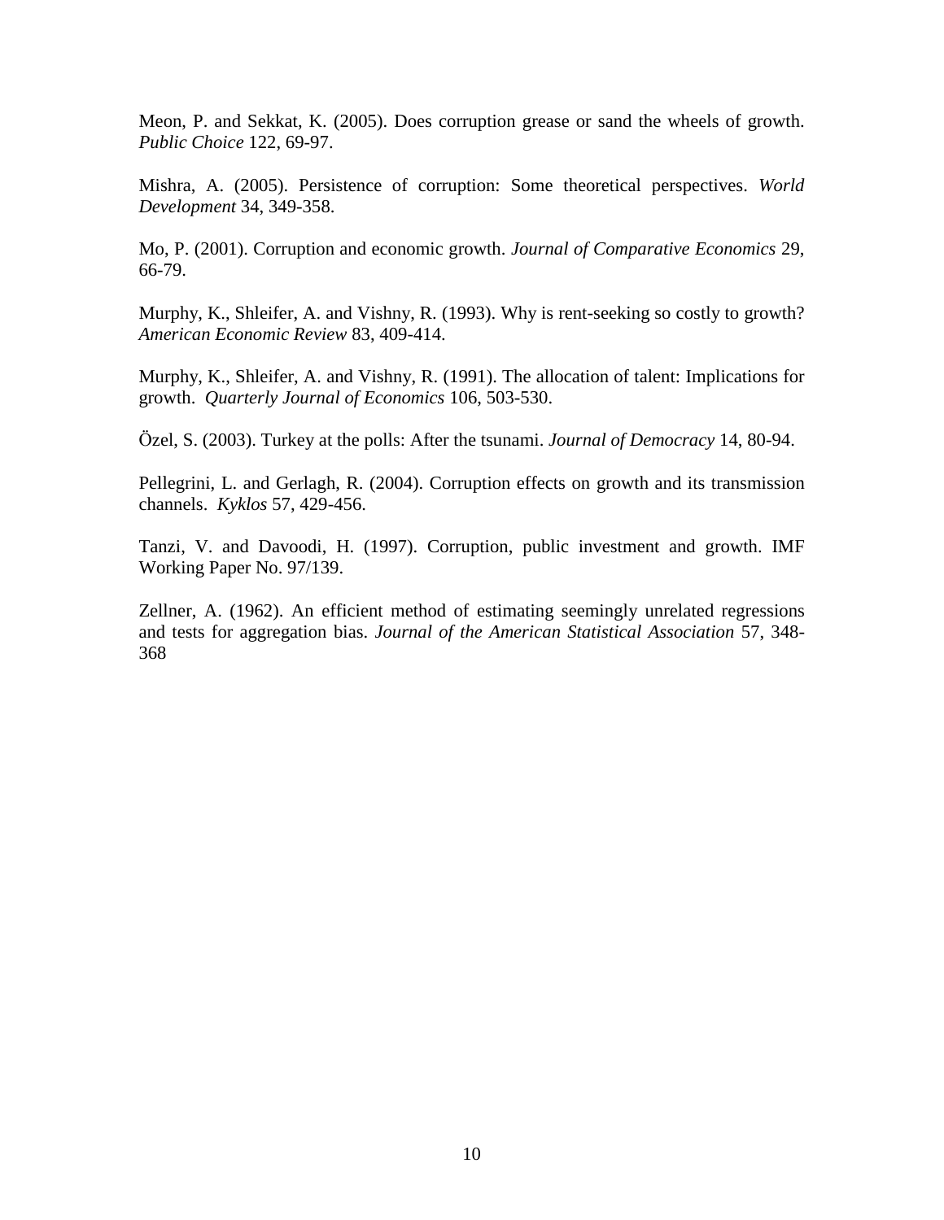Meon, P. and Sekkat, K. (2005). Does corruption grease or sand the wheels of growth. *Public Choice* 122, 69-97.

Mishra, A. (2005). Persistence of corruption: Some theoretical perspectives. *World Development* 34, 349-358.

Mo, P. (2001). Corruption and economic growth. *Journal of Comparative Economics* 29, 66-79.

Murphy, K., Shleifer, A. and Vishny, R. (1993). Why is rent-seeking so costly to growth? *American Economic Review* 83, 409-414.

Murphy, K., Shleifer, A. and Vishny, R. (1991). The allocation of talent: Implications for growth. *Quarterly Journal of Economics* 106, 503-530.

Özel, S. (2003). Turkey at the polls: After the tsunami. *Journal of Democracy* 14, 80-94.

Pellegrini, L. and Gerlagh, R. (2004). Corruption effects on growth and its transmission channels. *Kyklos* 57, 429-456.

Tanzi, V. and Davoodi, H. (1997). Corruption, public investment and growth. IMF Working Paper No. 97/139.

Zellner, A. (1962). An efficient method of estimating seemingly unrelated regressions and tests for aggregation bias. *Journal of the American Statistical Association* 57, 348-368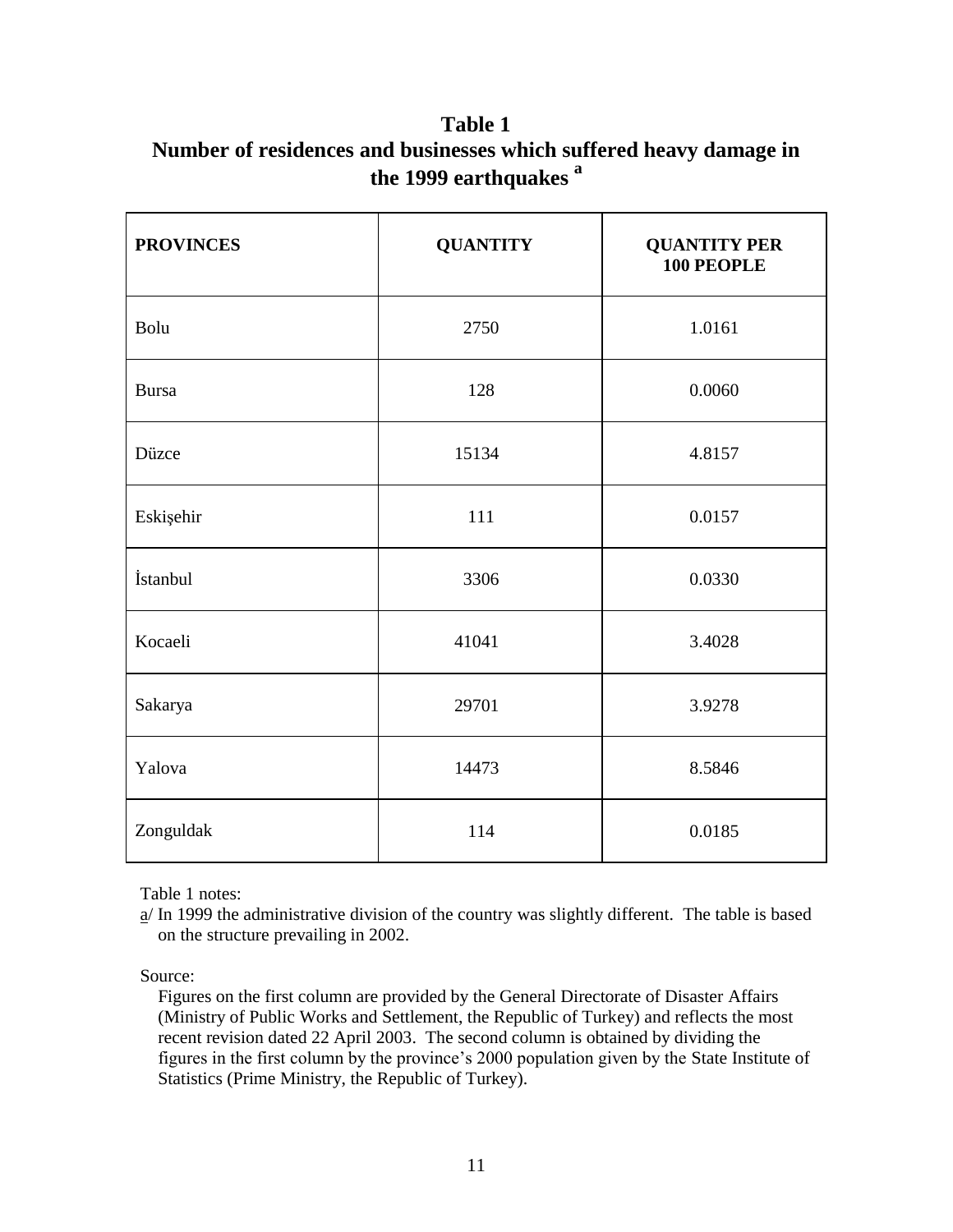**Table 1**
**Number of residences and businesses which suffered heavy damage in the 1999 earthquakes [a]**

| PROVINCES | QUANTITY | QUANTITY PER 100 PEOPLE |
|---|---|---|
| Bolu | 2750 | 1.0161 |
| Bursa | 128 | 0.0060 |
| Düzce | 15134 | 4.8157 |
| Eskişehir | 111 | 0.0157 |
| İstanbul | 3306 | 0.0330 |
| Kocaeli | 41041 | 3.4028 |
| Sakarya | 29701 | 3.9278 |
| Yalova | 14473 | 8.5846 |
| Zonguldak | 114 | 0.0185 |

Table 1 notes:

a/ In 1999 the administrative division of the country was slightly different. The table is based on the structure prevailing in 2002.

Source:

Figures on the first column are provided by the General Directorate of Disaster Affairs (Ministry of Public Works and Settlement, the Republic of Turkey) and reflects the most recent revision dated 22 April 2003. The second column is obtained by dividing the figures in the first column by the province's 2000 population given by the State Institute of Statistics (Prime Ministry, the Republic of Turkey).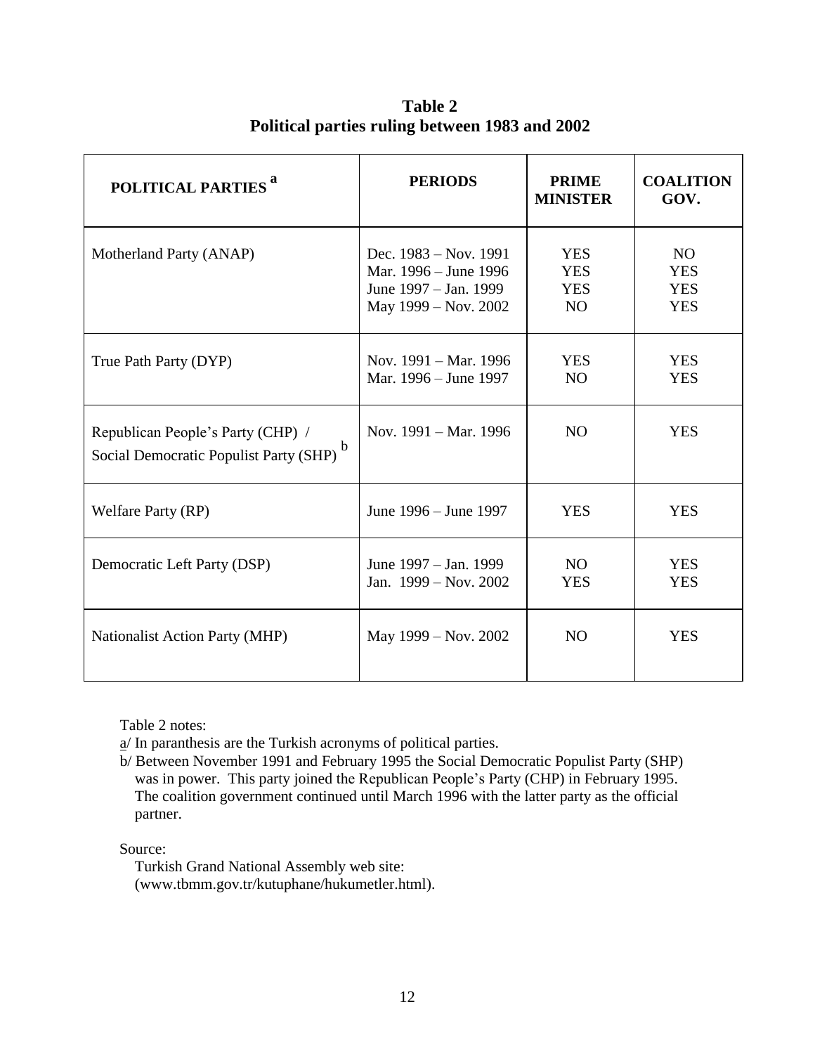**Table 2**
**Political parties ruling between 1983 and 2002**

| POLITICAL PARTIES [a] | PERIODS | PRIME MINISTER | COALITION GOV. |
|---|---|---|---|
| Motherland Party (ANAP) | Dec. 1983 – Nov. 1991<br>Mar. 1996 – June 1996<br>June 1997 – Jan. 1999<br>May 1999 – Nov. 2002 | YES<br>YES<br>YES<br>NO | NO<br>YES<br>YES<br>YES |
| True Path Party (DYP) | Nov. 1991 – Mar. 1996<br>Mar. 1996 – June 1997 | YES<br>NO | YES<br>YES |
| Republican People's Party (CHP) / Social Democratic Populist Party (SHP) [b] | Nov. 1991 – Mar. 1996 | NO | YES |
| Welfare Party (RP) | June 1996 – June 1997 | YES | YES |
| Democratic Left Party (DSP) | June 1997 – Jan. 1999<br>Jan. 1999 – Nov. 2002 | NO<br>YES | YES<br>YES |
| Nationalist Action Party (MHP) | May 1999 – Nov. 2002 | NO | YES |

Table 2 notes:

a/ In paranthesis are the Turkish acronyms of political parties.

b/ Between November 1991 and February 1995 the Social Democratic Populist Party (SHP) was in power. This party joined the Republican People's Party (CHP) in February 1995. The coalition government continued until March 1996 with the latter party as the official partner.

Source:

Turkish Grand National Assembly web site: (www.tbmm.gov.tr/kutuphane/hukumetler.html).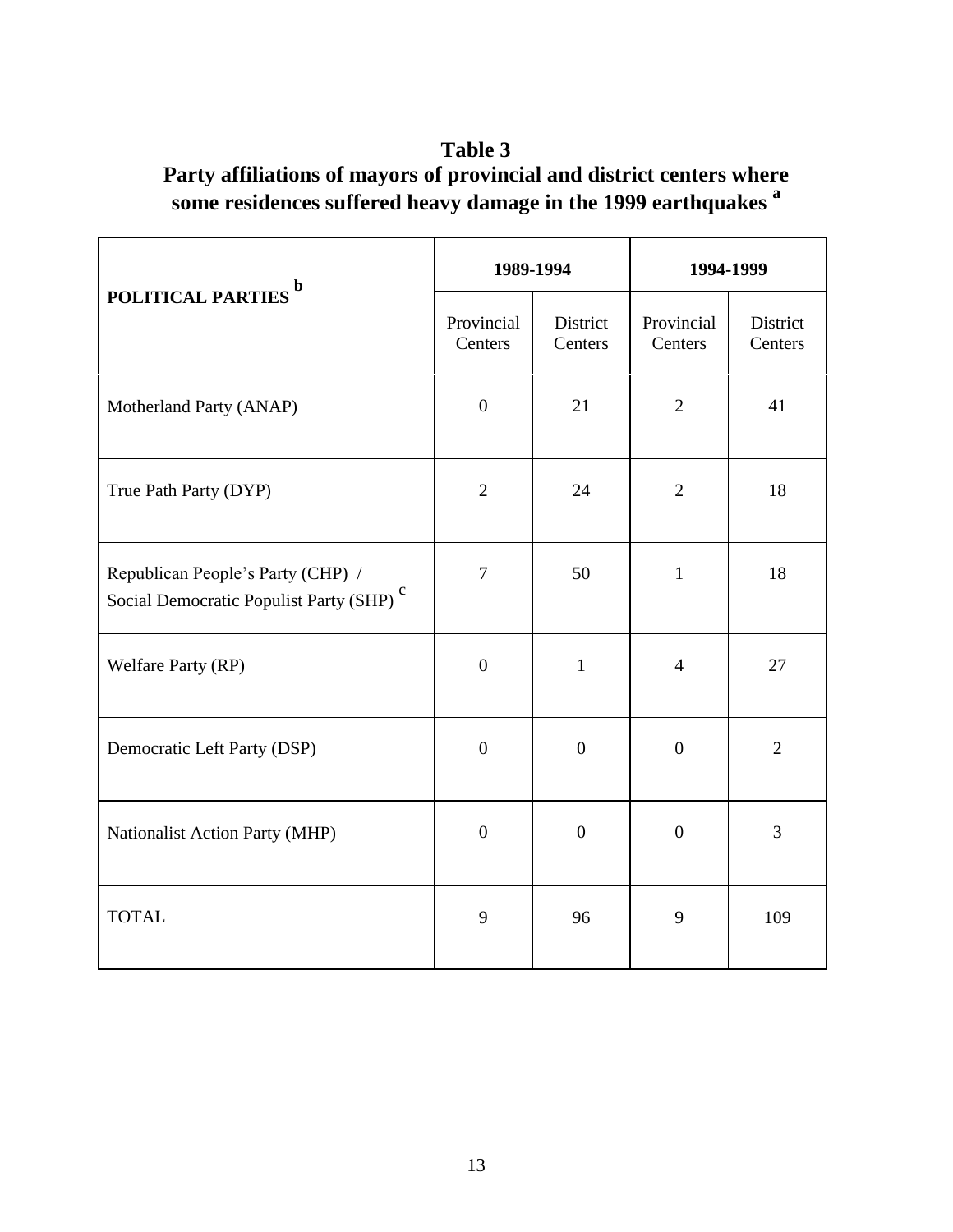**Table 3**

**Party affiliations of mayors of provincial and district centers where some residences suffered heavy damage in the 1999 earthquakes [a]**

| POLITICAL PARTIES [b] | 1989-1994 | | 1994-1999 | |
|---|---|---|---|---|
| | Provincial Centers | District Centers | Provincial Centers | District Centers |
| Motherland Party (ANAP) | 0 | 21 | 2 | 41 |
| True Path Party (DYP) | 2 | 24 | 2 | 18 |
| Republican People's Party (CHP) / Social Democratic Populist Party (SHP) [c] | 7 | 50 | 1 | 18 |
| Welfare Party (RP) | 0 | 1 | 4 | 27 |
| Democratic Left Party (DSP) | 0 | 0 | 0 | 2 |
| Nationalist Action Party (MHP) | 0 | 0 | 0 | 3 |
| TOTAL | 9 | 96 | 9 | 109 |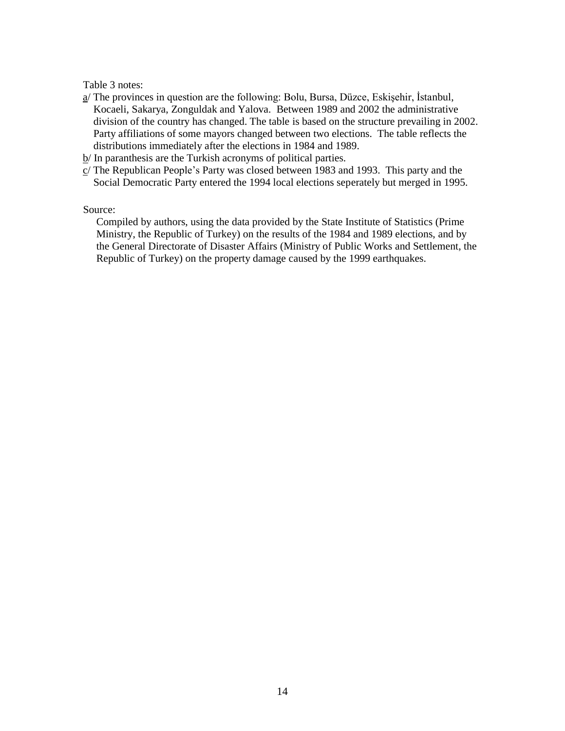Table 3 notes:

a/ The provinces in question are the following: Bolu, Bursa, Düzce, Eskişehir, İstanbul, Kocaeli, Sakarya, Zonguldak and Yalova. Between 1989 and 2002 the administrative division of the country has changed. The table is based on the structure prevailing in 2002. Party affiliations of some mayors changed between two elections. The table reflects the distributions immediately after the elections in 1984 and 1989.

b/ In paranthesis are the Turkish acronyms of political parties.

c/ The Republican People's Party was closed between 1983 and 1993. This party and the Social Democratic Party entered the 1994 local elections seperately but merged in 1995.

Source:

Compiled by authors, using the data provided by the State Institute of Statistics (Prime Ministry, the Republic of Turkey) on the results of the 1984 and 1989 elections, and by the General Directorate of Disaster Affairs (Ministry of Public Works and Settlement, the Republic of Turkey) on the property damage caused by the 1999 earthquakes.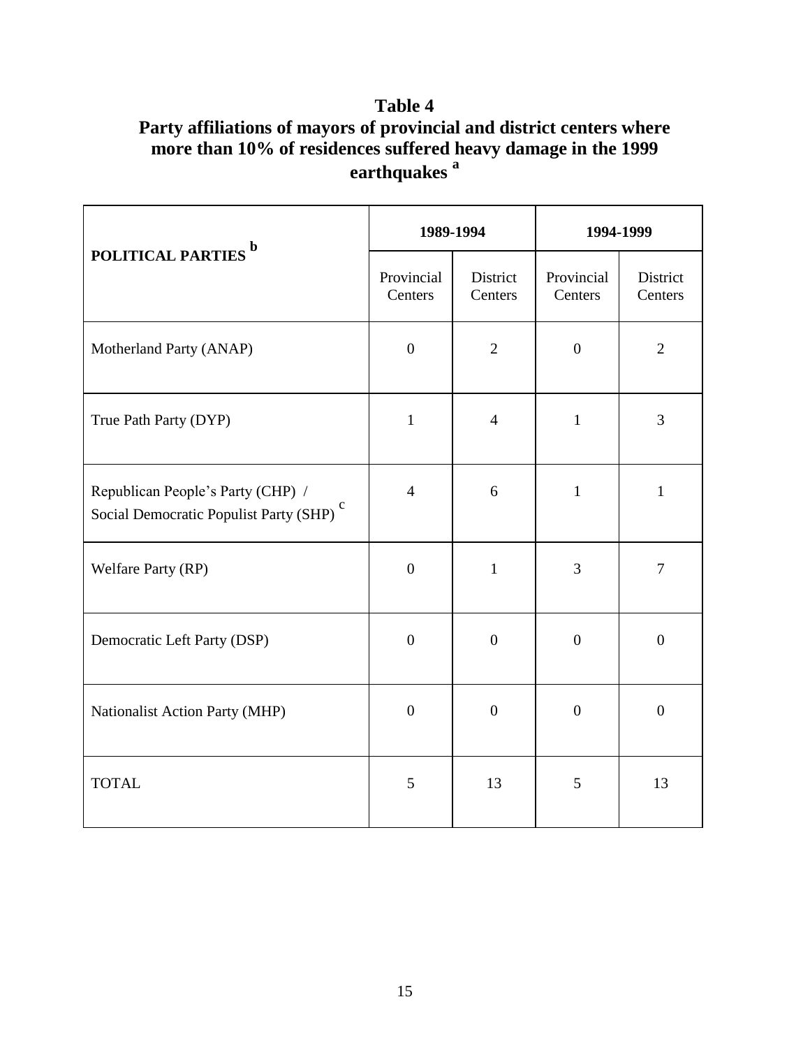**Table 4**
**Party affiliations of mayors of provincial and district centers where more than 10% of residences suffered heavy damage in the 1999 earthquakes [a]**

| POLITICAL PARTIES [b] | 1989-1994 | | 1994-1999 | |
|---|---|---|---|---|
| | Provincial Centers | District Centers | Provincial Centers | District Centers |
| Motherland Party (ANAP) | 0 | 2 | 0 | 2 |
| True Path Party (DYP) | 1 | 4 | 1 | 3 |
| Republican People's Party (CHP) / Social Democratic Populist Party (SHP) [c] | 4 | 6 | 1 | 1 |
| Welfare Party (RP) | 0 | 1 | 3 | 7 |
| Democratic Left Party (DSP) | 0 | 0 | 0 | 0 |
| Nationalist Action Party (MHP) | 0 | 0 | 0 | 0 |
| TOTAL | 5 | 13 | 5 | 13 |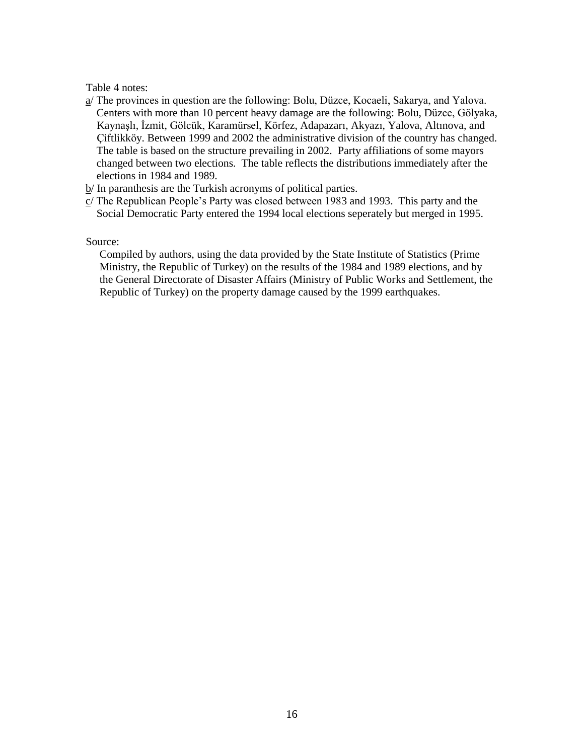Table 4 notes:

a/ The provinces in question are the following: Bolu, Düzce, Kocaeli, Sakarya, and Yalova. Centers with more than 10 percent heavy damage are the following: Bolu, Düzce, Gölyaka, Kaynaşlı, İzmit, Gölcük, Karamürsel, Körfez, Adapazarı, Akyazı, Yalova, Altınova, and Çiftlikköy. Between 1999 and 2002 the administrative division of the country has changed. The table is based on the structure prevailing in 2002. Party affiliations of some mayors changed between two elections. The table reflects the distributions immediately after the elections in 1984 and 1989.

b/ In paranthesis are the Turkish acronyms of political parties.

c/ The Republican People's Party was closed between 1983 and 1993. This party and the Social Democratic Party entered the 1994 local elections seperately but merged in 1995.

Source:

Compiled by authors, using the data provided by the State Institute of Statistics (Prime Ministry, the Republic of Turkey) on the results of the 1984 and 1989 elections, and by the General Directorate of Disaster Affairs (Ministry of Public Works and Settlement, the Republic of Turkey) on the property damage caused by the 1999 earthquakes.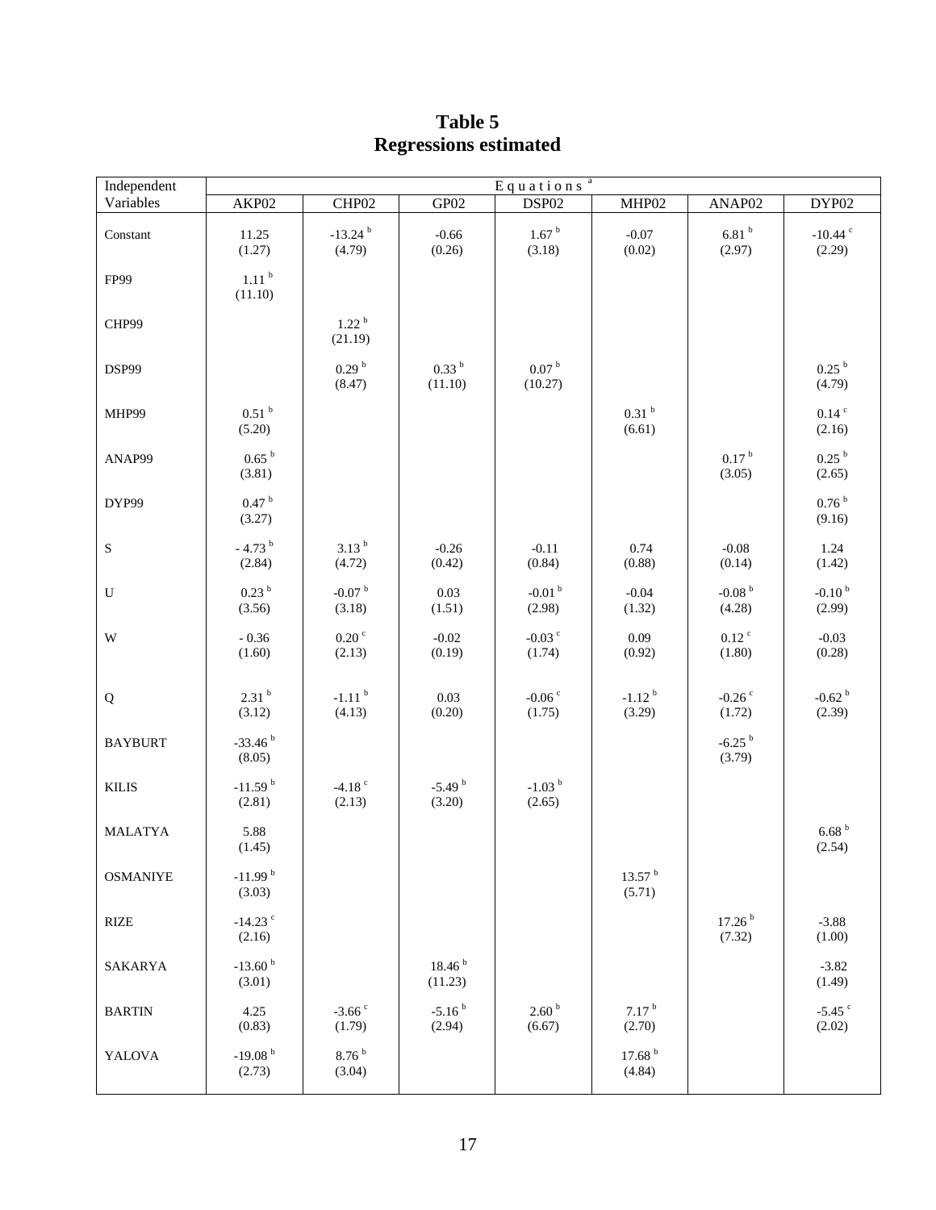# Table 5
# Regressions estimated

| Independent Variables | Equations [a] | | | | | | |
|---|---|---|---|---|---|---|---|
| | AKP02 | CHP02 | GP02 | DSP02 | MHP02 | ANAP02 | DYP02 |
| Constant | 11.25 (1.27) | -13.24 [b] (4.79) | -0.66 (0.26) | 1.67 [b] (3.18) | -0.07 (0.02) | 6.81 [b] (2.97) | -10.44 [c] (2.29) |
| FP99 | 1.11 [b] (11.10) | | | | | | |
| CHP99 | | 1.22 [b] (21.19) | | | | | |
| DSP99 | | 0.29 [b] (8.47) | 0.33 [b] (11.10) | 0.07 [b] (10.27) | | | 0.25 [b] (4.79) |
| MHP99 | 0.51 [b] (5.20) | | | | 0.31 [b] (6.61) | | 0.14 [c] (2.16) |
| ANAP99 | 0.65 [b] (3.81) | | | | | 0.17 [b] (3.05) | 0.25 [b] (2.65) |
| DYP99 | 0.47 [b] (3.27) | | | | | | 0.76 [b] (9.16) |
| S | - 4.73 [b] (2.84) | 3.13 [b] (4.72) | -0.26 (0.42) | -0.11 (0.84) | 0.74 (0.88) | -0.08 (0.14) | 1.24 (1.42) |
| U | 0.23 [b] (3.56) | -0.07 [b] (3.18) | 0.03 (1.51) | -0.01 [b] (2.98) | -0.04 (1.32) | -0.08 [b] (4.28) | -0.10 [b] (2.99) |
| W | - 0.36 (1.60) | 0.20 [c] (2.13) | -0.02 (0.19) | -0.03 [c] (1.74) | 0.09 (0.92) | 0.12 [c] (1.80) | -0.03 (0.28) |
| Q | 2.31 [b] (3.12) | -1.11 [b] (4.13) | 0.03 (0.20) | -0.06 [c] (1.75) | -1.12 [b] (3.29) | -0.26 [c] (1.72) | -0.62 [b] (2.39) |
| BAYBURT | -33.46 [b] (8.05) | | | | | -6.25 [b] (3.79) | |
| KILIS | -11.59 [b] (2.81) | -4.18 [c] (2.13) | -5.49 [b] (3.20) | -1.03 [b] (2.65) | | | |
| MALATYA | 5.88 (1.45) | | | | | | 6.68 [b] (2.54) |
| OSMANIYE | -11.99 [b] (3.03) | | | | 13.57 [b] (5.71) | | |
| RIZE | -14.23 [c] (2.16) | | | | | 17.26 [b] (7.32) | -3.88 (1.00) |
| SAKARYA | -13.60 [b] (3.01) | | 18.46 [b] (11.23) | | | | -3.82 (1.49) |
| BARTIN | 4.25 (0.83) | -3.66 [c] (1.79) | -5.16 [b] (2.94) | 2.60 [b] (6.67) | 7.17 [b] (2.70) | | -5.45 [c] (2.02) |
| YALOVA | -19.08 [b] (2.73) | 8.76 [b] (3.04) | | | 17.68 [b] (4.84) | | |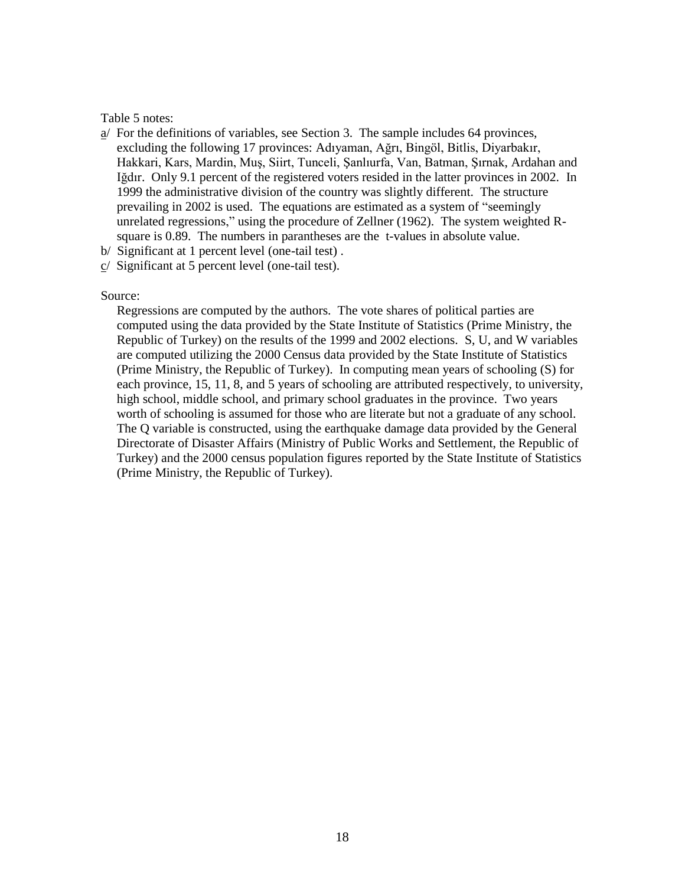Table 5 notes:

a/ For the definitions of variables, see Section 3. The sample includes 64 provinces, excluding the following 17 provinces: Adıyaman, Ağrı, Bingöl, Bitlis, Diyarbakır, Hakkari, Kars, Mardin, Muş, Siirt, Tunceli, Şanlıurfa, Van, Batman, Şırnak, Ardahan and Iğdır. Only 9.1 percent of the registered voters resided in the latter provinces in 2002. In 1999 the administrative division of the country was slightly different. The structure prevailing in 2002 is used. The equations are estimated as a system of "seemingly unrelated regressions," using the procedure of Zellner (1962). The system weighted R-square is 0.89. The numbers in parantheses are the t-values in absolute value.

b/ Significant at 1 percent level (one-tail test) .

c/ Significant at 5 percent level (one-tail test).

Source:

Regressions are computed by the authors. The vote shares of political parties are computed using the data provided by the State Institute of Statistics (Prime Ministry, the Republic of Turkey) on the results of the 1999 and 2002 elections. S, U, and W variables are computed utilizing the 2000 Census data provided by the State Institute of Statistics (Prime Ministry, the Republic of Turkey). In computing mean years of schooling (S) for each province, 15, 11, 8, and 5 years of schooling are attributed respectively, to university, high school, middle school, and primary school graduates in the province. Two years worth of schooling is assumed for those who are literate but not a graduate of any school. The Q variable is constructed, using the earthquake damage data provided by the General Directorate of Disaster Affairs (Ministry of Public Works and Settlement, the Republic of Turkey) and the 2000 census population figures reported by the State Institute of Statistics (Prime Ministry, the Republic of Turkey).